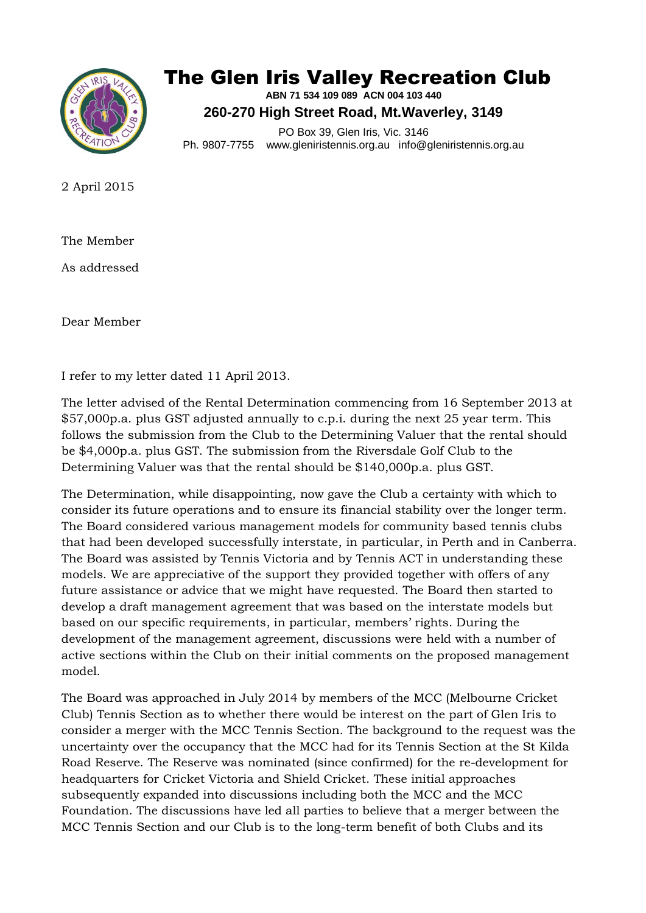# The Glen Iris Valley Recreation Club

**ABN 71 534 109 089 ACN 004 103 440**

**260-270 High Street Road, Mt.Waverley, 3149**

PO Box 39, Glen Iris, Vic. 3146

Ph. 9807-7755 www.gleniristennis.org.au info@gleniristennis.org.au

2 April 2015

The Member

As addressed

Dear Member

I refer to my letter dated 11 April 2013.

The letter advised of the Rental Determination commencing from 16 September 2013 at $57,000p.a. plus GST adjusted annually to c.p.i. during the next 25 year term. This follows the submission from the Club to the Determining Valuer that the rental should be $4,000p.a. plus GST. The submission from the Riversdale Golf Club to the Determining Valuer was that the rental should be $140,000p.a. plus GST.

The Determination, while disappointing, now gave the Club a certainty with which to consider its future operations and to ensure its financial stability over the longer term. The Board considered various management models for community based tennis clubs that had been developed successfully interstate, in particular, in Perth and in Canberra. The Board was assisted by Tennis Victoria and by Tennis ACT in understanding these models. We are appreciative of the support they provided together with offers of any future assistance or advice that we might have requested. The Board then started to develop a draft management agreement that was based on the interstate models but based on our specific requirements, in particular, members' rights. During the development of the management agreement, discussions were held with a number of active sections within the Club on their initial comments on the proposed management model.

The Board was approached in July 2014 by members of the MCC (Melbourne Cricket Club) Tennis Section as to whether there would be interest on the part of Glen Iris to consider a merger with the MCC Tennis Section. The background to the request was the uncertainty over the occupancy that the MCC had for its Tennis Section at the St Kilda Road Reserve. The Reserve was nominated (since confirmed) for the re-development for headquarters for Cricket Victoria and Shield Cricket. These initial approaches subsequently expanded into discussions including both the MCC and the MCC Foundation. The discussions have led all parties to believe that a merger between the MCC Tennis Section and our Club is to the long-term benefit of both Clubs and its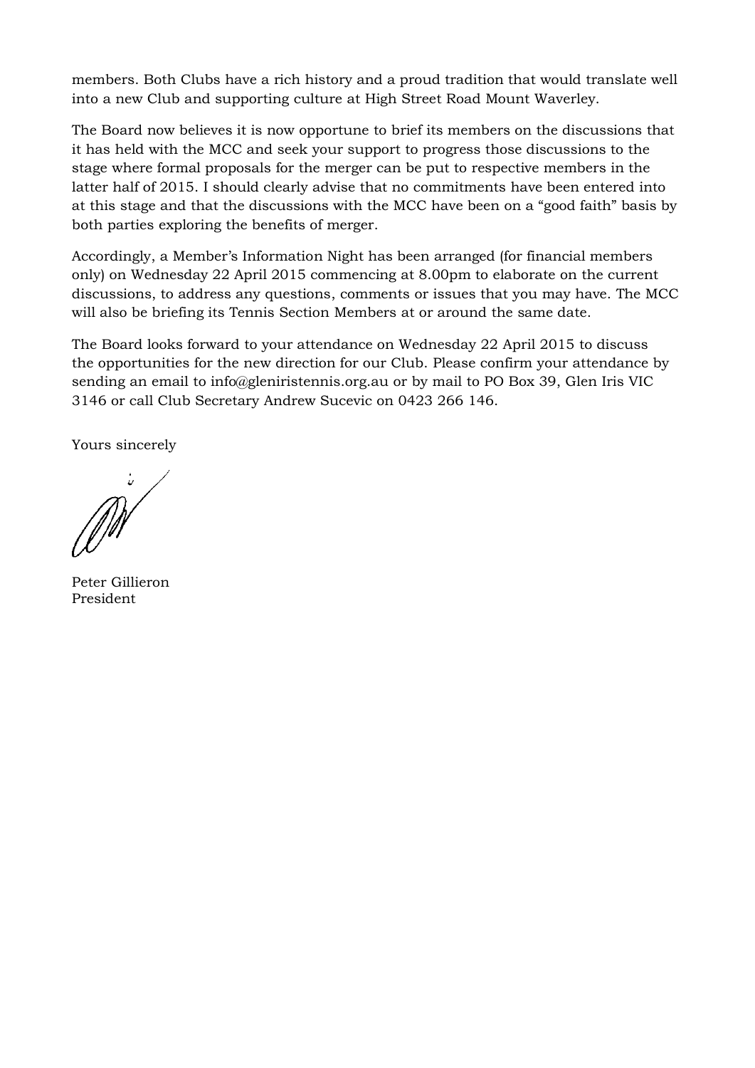members. Both Clubs have a rich history and a proud tradition that would translate well into a new Club and supporting culture at High Street Road Mount Waverley.

The Board now believes it is now opportune to brief its members on the discussions that it has held with the MCC and seek your support to progress those discussions to the stage where formal proposals for the merger can be put to respective members in the latter half of 2015. I should clearly advise that no commitments have been entered into at this stage and that the discussions with the MCC have been on a "good faith" basis by both parties exploring the benefits of merger.

Accordingly, a Member's Information Night has been arranged (for financial members only) on Wednesday 22 April 2015 commencing at 8.00pm to elaborate on the current discussions, to address any questions, comments or issues that you may have. The MCC will also be briefing its Tennis Section Members at or around the same date.

The Board looks forward to your attendance on Wednesday 22 April 2015 to discuss the opportunities for the new direction for our Club. Please confirm your attendance by sending an email to info@gleniristennis.org.au or by mail to PO Box 39, Glen Iris VIC 3146 or call Club Secretary Andrew Sucevic on 0423 266 146.

Yours sincerely

Peter Gillieron
President